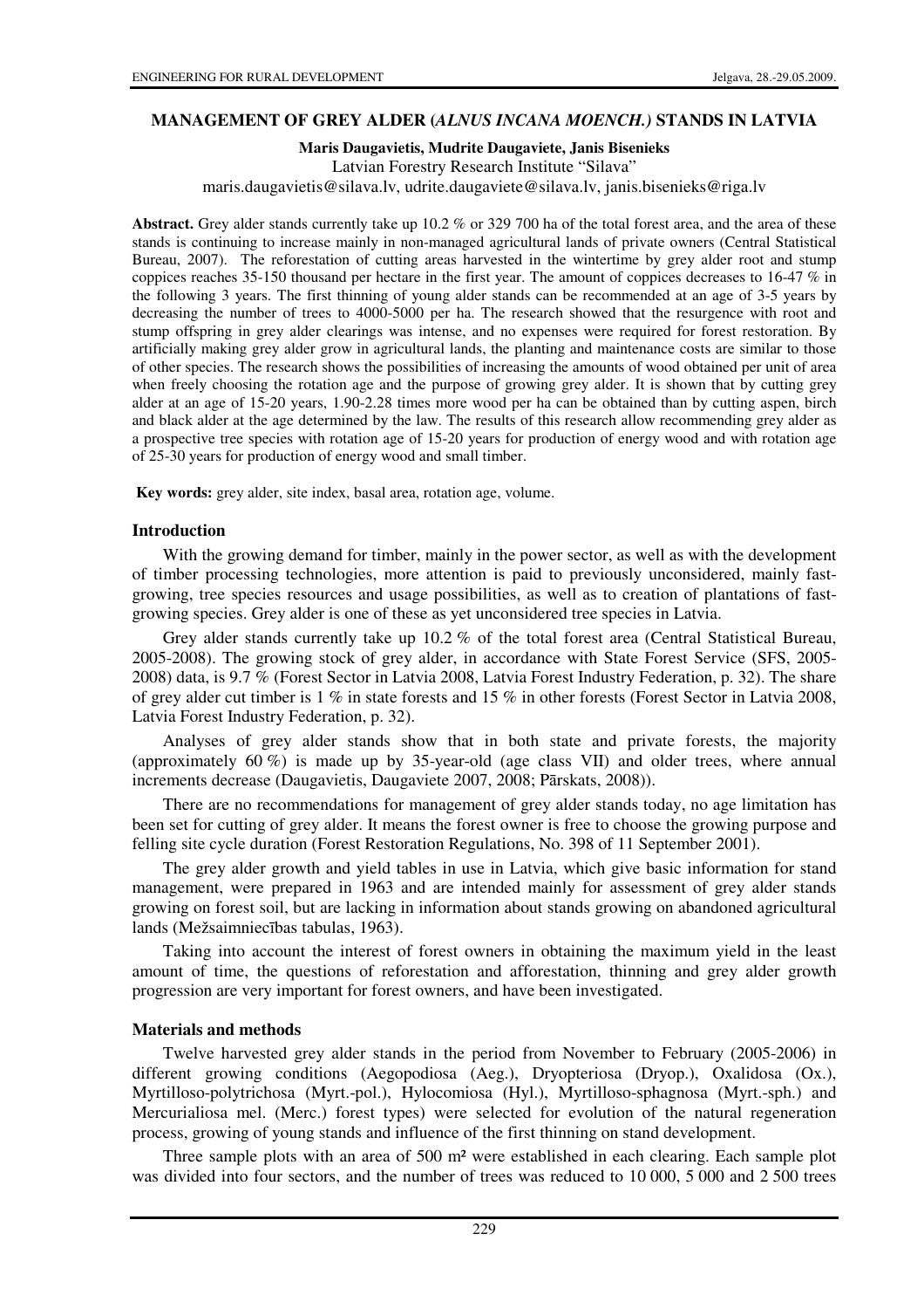# MANAGEMENT OF GREY ALDER (*ALNUS INCANA MOENCH.)* STANDS IN LATVIA

**Maris Daugavietis, Mudrite Daugaviete, Janis Bisenieks**

Latvian Forestry Research Institute "Silava"

maris.daugavietis@silava.lv, udrite.daugaviete@silava.lv, janis.bisenieks@riga.lv

**Abstract.** Grey alder stands currently take up 10.2 % or 329 700 ha of the total forest area, and the area of these stands is continuing to increase mainly in non-managed agricultural lands of private owners (Central Statistical Bureau, 2007). The reforestation of cutting areas harvested in the wintertime by grey alder root and stump coppices reaches 35-150 thousand per hectare in the first year. The amount of coppices decreases to 16-47 % in the following 3 years. The first thinning of young alder stands can be recommended at an age of 3-5 years by decreasing the number of trees to 4000-5000 per ha. The research showed that the resurgence with root and stump offspring in grey alder clearings was intense, and no expenses were required for forest restoration. By artificially making grey alder grow in agricultural lands, the planting and maintenance costs are similar to those of other species. The research shows the possibilities of increasing the amounts of wood obtained per unit of area when freely choosing the rotation age and the purpose of growing grey alder. It is shown that by cutting grey alder at an age of 15-20 years, 1.90-2.28 times more wood per ha can be obtained than by cutting aspen, birch and black alder at the age determined by the law. The results of this research allow recommending grey alder as a prospective tree species with rotation age of 15-20 years for production of energy wood and with rotation age of 25-30 years for production of energy wood and small timber.

**Key words:** grey alder, site index, basal area, rotation age, volume.

## Introduction

With the growing demand for timber, mainly in the power sector, as well as with the development of timber processing technologies, more attention is paid to previously unconsidered, mainly fast-growing, tree species resources and usage possibilities, as well as to creation of plantations of fast-growing species. Grey alder is one of these as yet unconsidered tree species in Latvia.

Grey alder stands currently take up 10.2 % of the total forest area (Central Statistical Bureau, 2005-2008). The growing stock of grey alder, in accordance with State Forest Service (SFS, 2005-2008) data, is 9.7 % (Forest Sector in Latvia 2008, Latvia Forest Industry Federation, p. 32). The share of grey alder cut timber is 1 % in state forests and 15 % in other forests (Forest Sector in Latvia 2008, Latvia Forest Industry Federation, p. 32).

Analyses of grey alder stands show that in both state and private forests, the majority (approximately 60 %) is made up by 35-year-old (age class VII) and older trees, where annual increments decrease (Daugavietis, Daugaviete 2007, 2008; Pārskats, 2008)).

There are no recommendations for management of grey alder stands today, no age limitation has been set for cutting of grey alder. It means the forest owner is free to choose the growing purpose and felling site cycle duration (Forest Restoration Regulations, No. 398 of 11 September 2001).

The grey alder growth and yield tables in use in Latvia, which give basic information for stand management, were prepared in 1963 and are intended mainly for assessment of grey alder stands growing on forest soil, but are lacking in information about stands growing on abandoned agricultural lands (Mežsaimniecības tabulas, 1963).

Taking into account the interest of forest owners in obtaining the maximum yield in the least amount of time, the questions of reforestation and afforestation, thinning and grey alder growth progression are very important for forest owners, and have been investigated.

## Materials and methods

Twelve harvested grey alder stands in the period from November to February (2005-2006) in different growing conditions (Aegopodiosa (Aeg.), Dryopteriosa (Dryop.), Oxalidosa (Ox.), Myrtilloso-polytrichosa (Myrt.-pol.), Hylocomiosa (Hyl.), Myrtilloso-sphagnosa (Myrt.-sph.) and Mercurialiosa mel. (Merc.) forest types) were selected for evolution of the natural regeneration process, growing of young stands and influence of the first thinning on stand development.

Three sample plots with an area of 500 m² were established in each clearing. Each sample plot was divided into four sectors, and the number of trees was reduced to 10 000, 5 000 and 2 500 trees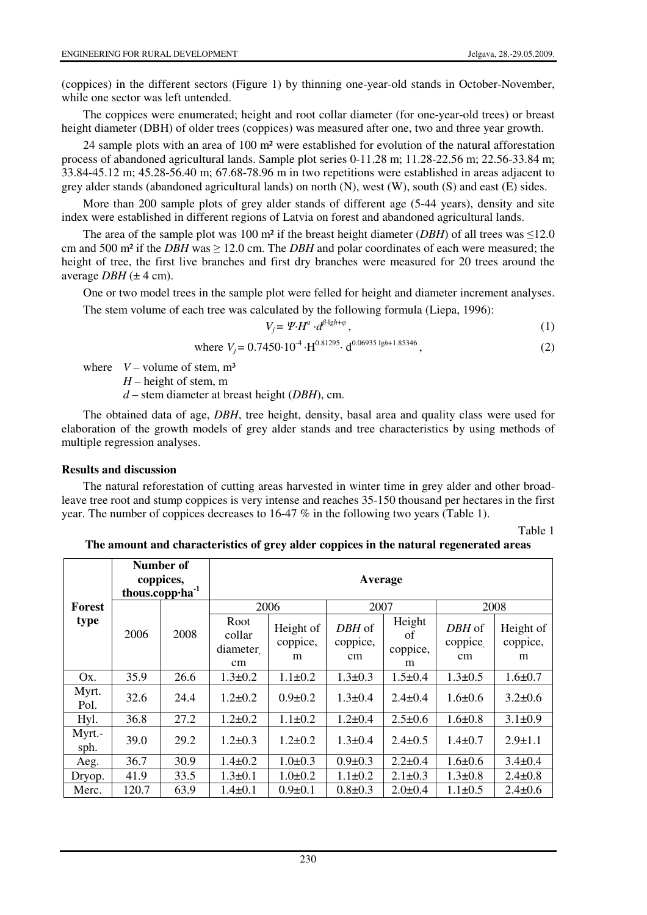(coppices) in the different sectors (Figure 1) by thinning one-year-old stands in October-November, while one sector was left untended.

The coppices were enumerated; height and root collar diameter (for one-year-old trees) or breast height diameter (DBH) of older trees (coppices) was measured after one, two and three year growth.

24 sample plots with an area of 100 m² were established for evolution of the natural afforestation process of abandoned agricultural lands. Sample plot series 0-11.28 m; 11.28-22.56 m; 22.56-33.84 m; 33.84-45.12 m; 45.28-56.40 m; 67.68-78.96 m in two repetitions were established in areas adjacent to grey alder stands (abandoned agricultural lands) on north (N), west (W), south (S) and east (E) sides.

More than 200 sample plots of grey alder stands of different age (5-44 years), density and site index were established in different regions of Latvia on forest and abandoned agricultural lands.

The area of the sample plot was 100 m² if the breast height diameter (*DBH*) of all trees was ≤12.0 cm and 500 m² if the *DBH* was ≥ 12.0 cm. The *DBH* and polar coordinates of each were measured; the height of tree, the first live branches and first dry branches were measured for 20 trees around the average *DBH* (± 4 cm).

One or two model trees in the sample plot were felled for height and diameter increment analyses.

The stem volume of each tree was calculated by the following formula (Liepa, 1996):

$$V_j = \Psi \cdot H^{\alpha} \cdot d^{\beta \cdot \lg h + \varphi}, \tag{1}$$

$$\text{where } V_j = 0.7450 \cdot 10^{-4} \cdot H^{0.81295} \cdot d^{0.06935 \lg h + 1.85346}, \tag{2}$$

where $V$ – volume of stem, m³

$H$ – height of stem, m

$d$ – stem diameter at breast height (*DBH*), cm.

The obtained data of age, *DBH*, tree height, density, basal area and quality class were used for elaboration of the growth models of grey alder stands and tree characteristics by using methods of multiple regression analyses.

**Results and discussion**

The natural reforestation of cutting areas harvested in winter time in grey alder and other broad-leave tree root and stump coppices is very intense and reaches 35-150 thousand per hectares in the first year. The number of coppices decreases to 16-47 % in the following two years (Table 1).

Table 1

**The amount and characteristics of grey alder coppices in the natural regenerated areas**

| Forest type | Number of coppices, thous.copp·ha$^{-1}$ | | Average | | | | | |
|---|---|---|---|---|---|---|---|---|
| | | | 2006 | | 2007 | | 2008 | |
| | 2006 | 2008 | Root collar diameter, cm | Height of coppice, m | *DBH* of coppice, cm | Height of coppice, m | *DBH* of coppice, cm | Height of coppice, m |
| Ox. | 35.9 | 26.6 | 1.3±0.2 | 1.1±0.2 | 1.3±0.3 | 1.5±0.4 | 1.3±0.5 | 1.6±0.7 |
| Myrt. Pol. | 32.6 | 24.4 | 1.2±0.2 | 0.9±0.2 | 1.3±0.4 | 2.4±0.4 | 1.6±0.6 | 3.2±0.6 |
| Hyl. | 36.8 | 27.2 | 1.2±0.2 | 1.1±0.2 | 1.2±0.4 | 2.5±0.6 | 1.6±0.8 | 3.1±0.9 |
| Myrt.-sph. | 39.0 | 29.2 | 1.2±0.3 | 1.2±0.2 | 1.3±0.4 | 2.4±0.5 | 1.4±0.7 | 2.9±1.1 |
| Aeg. | 36.7 | 30.9 | 1.4±0.2 | 1.0±0.3 | 0.9±0.3 | 2.2±0.4 | 1.6±0.6 | 3.4±0.4 |
| Dryop. | 41.9 | 33.5 | 1.3±0.1 | 1.0±0.2 | 1.1±0.2 | 2.1±0.3 | 1.3±0.8 | 2.4±0.8 |
| Merc. | 120.7 | 63.9 | 1.4±0.1 | 0.9±0.1 | 0.8±0.3 | 2.0±0.4 | 1.1±0.5 | 2.4±0.6 |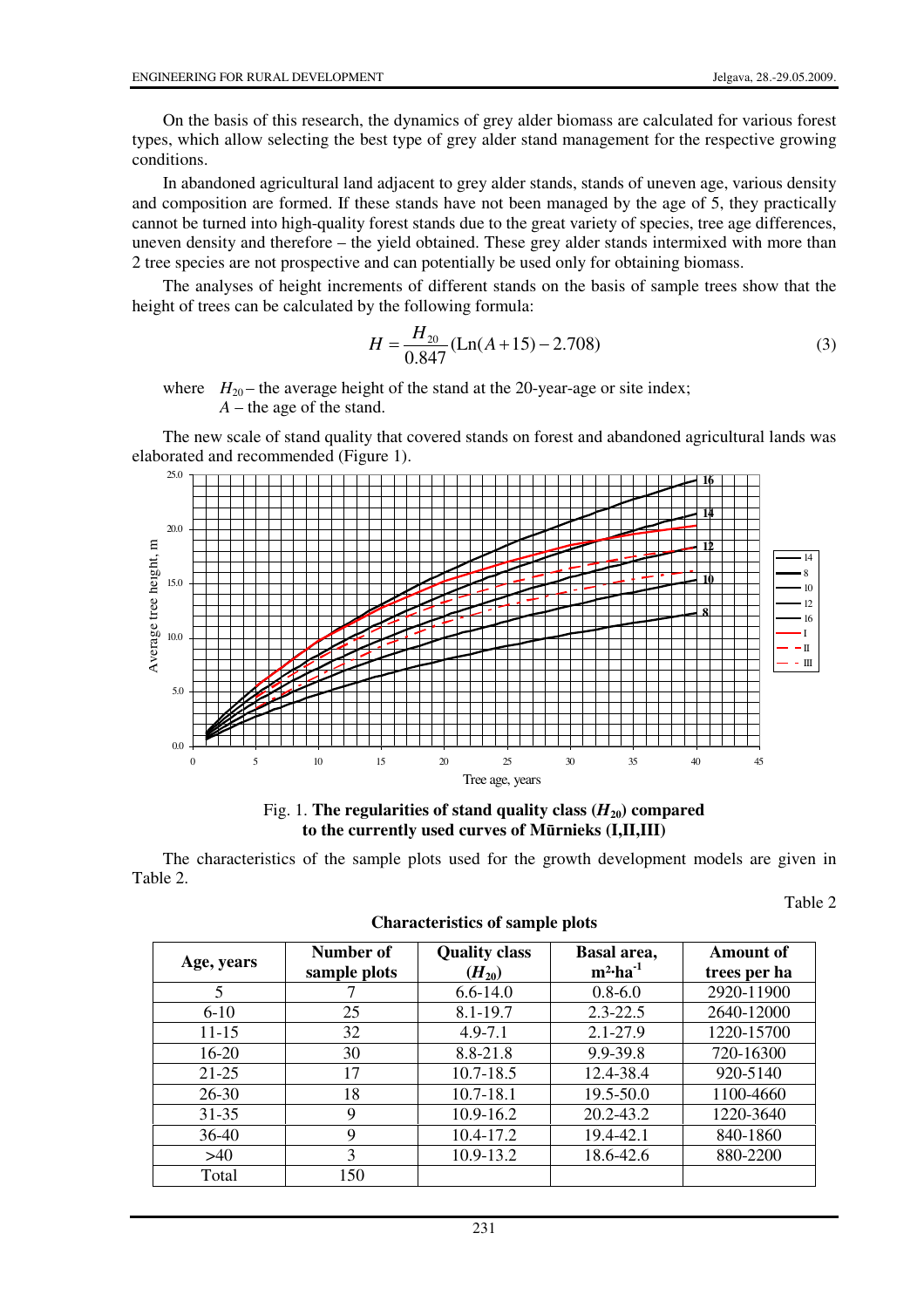On the basis of this research, the dynamics of grey alder biomass are calculated for various forest types, which allow selecting the best type of grey alder stand management for the respective growing conditions.

In abandoned agricultural land adjacent to grey alder stands, stands of uneven age, various density and composition are formed. If these stands have not been managed by the age of 5, they practically cannot be turned into high-quality forest stands due to the great variety of species, tree age differences, uneven density and therefore – the yield obtained. These grey alder stands intermixed with more than 2 tree species are not prospective and can potentially be used only for obtaining biomass.

The analyses of height increments of different stands on the basis of sample trees show that the height of trees can be calculated by the following formula:

$$H = \frac{H_{20}}{0.847}(\text{Ln}(A+15) - 2.708) \tag{3}$$

where $H_{20}$ – the average height of the stand at the 20-year-age or site index;
$A$ – the age of the stand.

The new scale of stand quality that covered stands on forest and abandoned agricultural lands was elaborated and recommended (Figure 1).

Fig. 1. **The regularities of stand quality class ($H_{20}$) compared to the currently used curves of Mūrnieks (I,II,III)**

The characteristics of the sample plots used for the growth development models are given in Table 2.

Table 2

**Characteristics of sample plots**

| Age, years | Number of sample plots | Quality class ($H_{20}$) | Basal area, $m^2 \cdot ha^{-1}$ | Amount of trees per ha |
|---|---|---|---|---|
| 5 | 7 | 6.6-14.0 | 0.8-6.0 | 2920-11900 |
| 6-10 | 25 | 8.1-19.7 | 2.3-22.5 | 2640-12000 |
| 11-15 | 32 | 4.9-7.1 | 2.1-27.9 | 1220-15700 |
| 16-20 | 30 | 8.8-21.8 | 9.9-39.8 | 720-16300 |
| 21-25 | 17 | 10.7-18.5 | 12.4-38.4 | 920-5140 |
| 26-30 | 18 | 10.7-18.1 | 19.5-50.0 | 1100-4660 |
| 31-35 | 9 | 10.9-16.2 | 20.2-43.2 | 1220-3640 |
| 36-40 | 9 | 10.4-17.2 | 19.4-42.1 | 840-1860 |
| >40 | 3 | 10.9-13.2 | 18.6-42.6 | 880-2200 |
| Total | 150 | | | |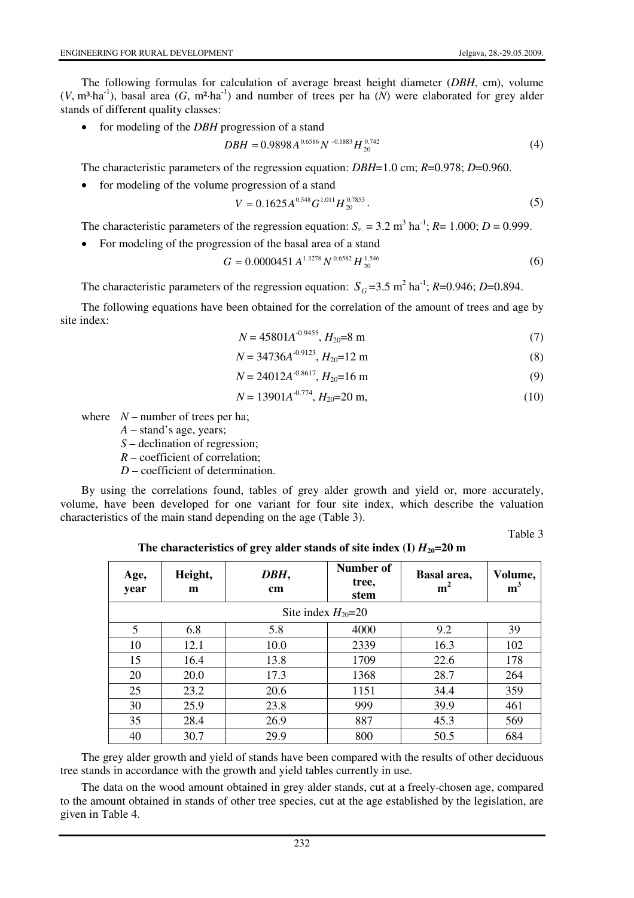The following formulas for calculation of average breast height diameter (*DBH*, cm), volume ($V$, m³·ha$^{-1}$), basal area ($G$, m²·ha$^{-1}$) and number of trees per ha ($N$) were elaborated for grey alder stands of different quality classes:

- for modeling of the *DBH* progression of a stand

$$DBH = 0.9898 A^{0.6586} N^{-0.1883} H_{20}^{0.742} \tag{4}$$

The characteristic parameters of the regression equation: *DBH*=1.0 cm; $R$=0.978; $D$=0.960.

- for modeling of the volume progression of a stand

$$V = 0.1625 A^{0.548} G^{1.011} H_{20}^{0.7855}. \tag{5}$$

The characteristic parameters of the regression equation: $S_{V.}$ = 3.2 m$^3$ ha$^{-1}$; $R$= 1.000; $D$ = 0.999.

- For modeling of the progression of the basal area of a stand

$$G = 0.0000451 \, A^{1.3278} N^{0.6582} H_{20}^{1.546} \tag{6}$$

The characteristic parameters of the regression equation: $S_G$=3.5 m$^2$ ha$^{-1}$; $R$=0.946; $D$=0.894.

The following equations have been obtained for the correlation of the amount of trees and age by site index:

$$N = 45801 A^{-0.9455}, \; H_{20}=8 \text{ m} \tag{7}$$

$$N = 34736 A^{-0.9123}, \; H_{20}=12 \text{ m} \tag{8}$$

$$N = 24012 A^{-0.8617}, \; H_{20}=16 \text{ m} \tag{9}$$

$$N = 13901 A^{-0.774}, \; H_{20}=20 \text{ m}, \tag{10}$$

where $N$ – number of trees per ha;
$A$ – stand's age, years;
$S$ – declination of regression;
$R$ – coefficient of correlation;
$D$ – coefficient of determination.

By using the correlations found, tables of grey alder growth and yield or, more accurately, volume, have been developed for one variant for four site index, which describe the valuation characteristics of the main stand depending on the age (Table 3).

Table 3

**The characteristics of grey alder stands of site index (I) $H_{20}$=20 m**

| Age, year | Height, m | *DBH*, cm | Number of tree, stem | Basal area, m$^2$ | Volume, m$^3$ |
|---|---|---|---|---|---|
| Site index $H_{20}$=20 | | | | | |
| 5 | 6.8 | 5.8 | 4000 | 9.2 | 39 |
| 10 | 12.1 | 10.0 | 2339 | 16.3 | 102 |
| 15 | 16.4 | 13.8 | 1709 | 22.6 | 178 |
| 20 | 20.0 | 17.3 | 1368 | 28.7 | 264 |
| 25 | 23.2 | 20.6 | 1151 | 34.4 | 359 |
| 30 | 25.9 | 23.8 | 999 | 39.9 | 461 |
| 35 | 28.4 | 26.9 | 887 | 45.3 | 569 |
| 40 | 30.7 | 29.9 | 800 | 50.5 | 684 |

The grey alder growth and yield of stands have been compared with the results of other deciduous tree stands in accordance with the growth and yield tables currently in use.

The data on the wood amount obtained in grey alder stands, cut at a freely-chosen age, compared to the amount obtained in stands of other tree species, cut at the age established by the legislation, are given in Table 4.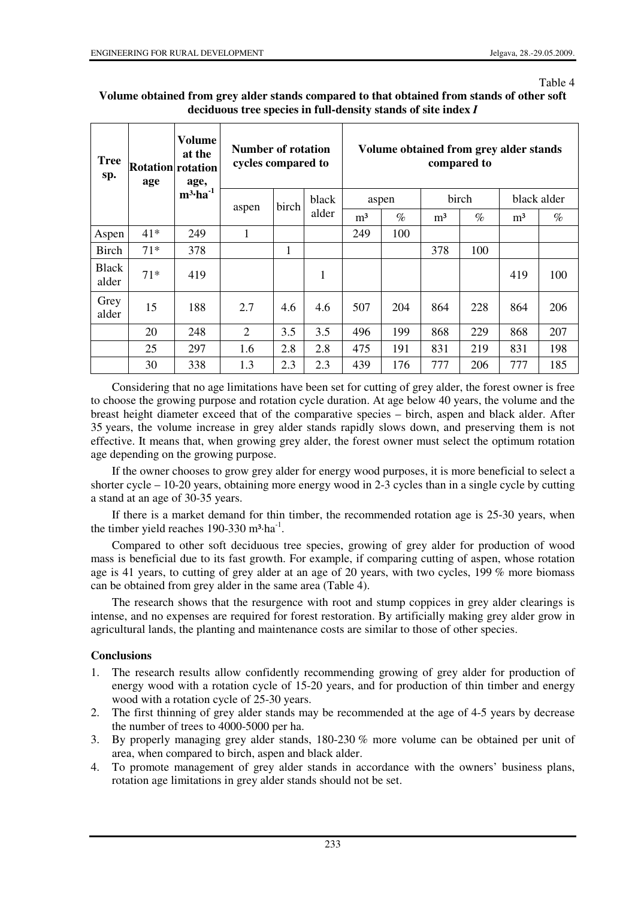Table 4

**Volume obtained from grey alder stands compared to that obtained from stands of other soft deciduous tree species in full-density stands of site index *I***

| Tree sp. | Rotation age | Volume at the rotation age, $m^3 \cdot ha^{-1}$ | Number of rotation cycles compared to | | | Volume obtained from grey alder stands compared to | | | | | |
|---|---|---|---|---|---|---|---|---|---|---|---|
| | | | aspen | birch | black alder | aspen | | birch | | black alder | |
| | | | | | | m³ | % | m³ | % | m³ | % |
| Aspen | 41* | 249 | 1 | | | 249 | 100 | | | | |
| Birch | 71* | 378 | | 1 | | | | 378 | 100 | | |
| Black alder | 71* | 419 | | | 1 | | | | | 419 | 100 |
| Grey alder | 15 | 188 | 2.7 | 4.6 | 4.6 | 507 | 204 | 864 | 228 | 864 | 206 |
| | 20 | 248 | 2 | 3.5 | 3.5 | 496 | 199 | 868 | 229 | 868 | 207 |
| | 25 | 297 | 1.6 | 2.8 | 2.8 | 475 | 191 | 831 | 219 | 831 | 198 |
| | 30 | 338 | 1.3 | 2.3 | 2.3 | 439 | 176 | 777 | 206 | 777 | 185 |

Considering that no age limitations have been set for cutting of grey alder, the forest owner is free to choose the growing purpose and rotation cycle duration. At age below 40 years, the volume and the breast height diameter exceed that of the comparative species – birch, aspen and black alder. After 35 years, the volume increase in grey alder stands rapidly slows down, and preserving them is not effective. It means that, when growing grey alder, the forest owner must select the optimum rotation age depending on the growing purpose.

If the owner chooses to grow grey alder for energy wood purposes, it is more beneficial to select a shorter cycle – 10-20 years, obtaining more energy wood in 2-3 cycles than in a single cycle by cutting a stand at an age of 30-35 years.

If there is a market demand for thin timber, the recommended rotation age is 25-30 years, when the timber yield reaches 190-330 $m^3 \cdot ha^{-1}$.

Compared to other soft deciduous tree species, growing of grey alder for production of wood mass is beneficial due to its fast growth. For example, if comparing cutting of aspen, whose rotation age is 41 years, to cutting of grey alder at an age of 20 years, with two cycles, 199 % more biomass can be obtained from grey alder in the same area (Table 4).

The research shows that the resurgence with root and stump coppices in grey alder clearings is intense, and no expenses are required for forest restoration. By artificially making grey alder grow in agricultural lands, the planting and maintenance costs are similar to those of other species.

## Conclusions

1. The research results allow confidently recommending growing of grey alder for production of energy wood with a rotation cycle of 15-20 years, and for production of thin timber and energy wood with a rotation cycle of 25-30 years.
2. The first thinning of grey alder stands may be recommended at the age of 4-5 years by decrease the number of trees to 4000-5000 per ha.
3. By properly managing grey alder stands, 180-230 % more volume can be obtained per unit of area, when compared to birch, aspen and black alder.
4. To promote management of grey alder stands in accordance with the owners' business plans, rotation age limitations in grey alder stands should not be set.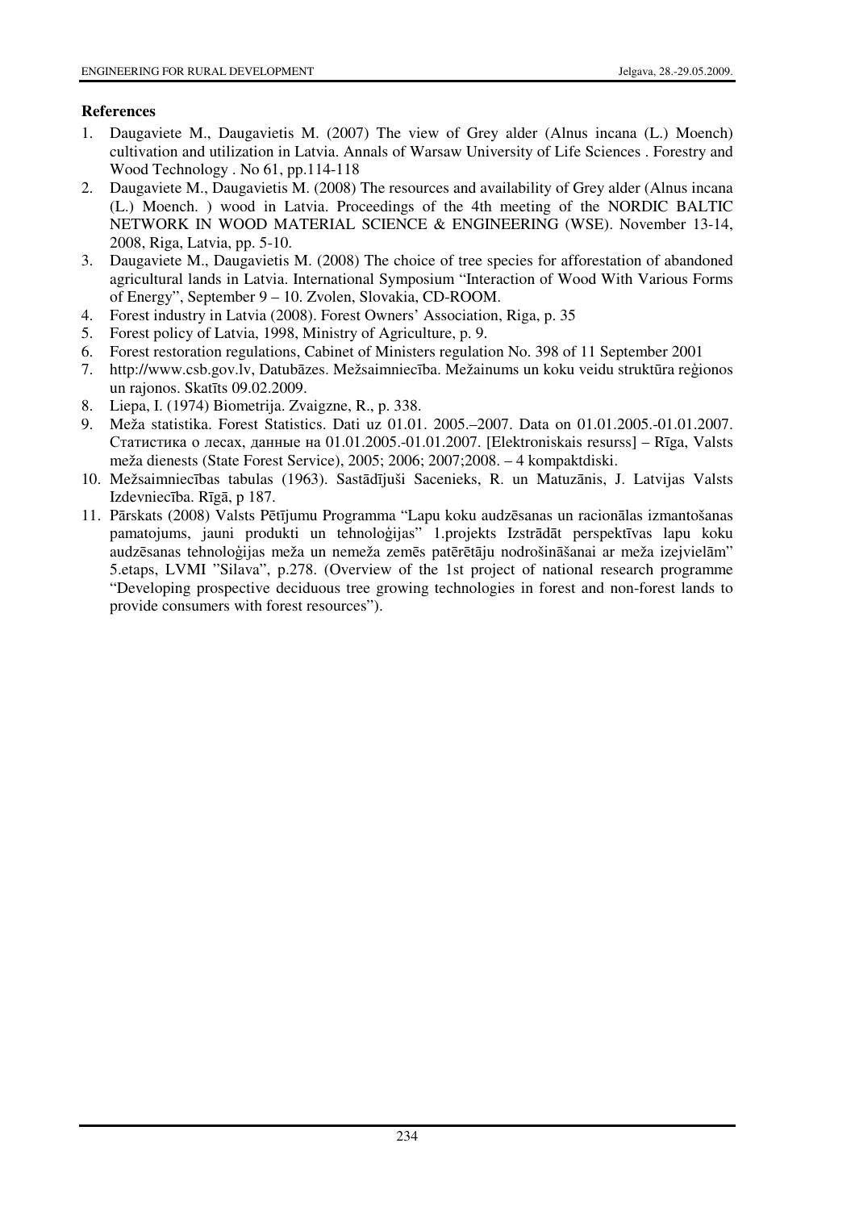**References**

1. Daugaviete M., Daugavietis M. (2007) The view of Grey alder (Alnus incana (L.) Moench) cultivation and utilization in Latvia. Annals of Warsaw University of Life Sciences . Forestry and Wood Technology . No 61, pp.114-118
2. Daugaviete M., Daugavietis M. (2008) The resources and availability of Grey alder (Alnus incana (L.) Moench. ) wood in Latvia. Proceedings of the 4th meeting of the NORDIC BALTIC NETWORK IN WOOD MATERIAL SCIENCE & ENGINEERING (WSE). November 13-14, 2008, Riga, Latvia, pp. 5-10.
3. Daugaviete M., Daugavietis M. (2008) The choice of tree species for afforestation of abandoned agricultural lands in Latvia. International Symposium "Interaction of Wood With Various Forms of Energy", September 9 – 10. Zvolen, Slovakia, CD-ROOM.
4. Forest industry in Latvia (2008). Forest Owners' Association, Riga, p. 35
5. Forest policy of Latvia, 1998, Ministry of Agriculture, p. 9.
6. Forest restoration regulations, Cabinet of Ministers regulation No. 398 of 11 September 2001
7. http://www.csb.gov.lv, Datubāzes. Mežsaimniecība. Mežainums un koku veidu struktūra reģionos un rajonos. Skatīts 09.02.2009.
8. Liepa, I. (1974) Biometrija. Zvaigzne, R., p. 338.
9. Meža statistika. Forest Statistics. Dati uz 01.01. 2005.–2007. Data on 01.01.2005.-01.01.2007. Статистика о лесах, данные на 01.01.2005.-01.01.2007. [Elektroniskais resurss] – Rīga, Valsts meža dienests (State Forest Service), 2005; 2006; 2007;2008. – 4 kompaktdiski.
10. Mežsaimniecības tabulas (1963). Sastādījuši Sacenieks, R. un Matuzānis, J. Latvijas Valsts Izdevniecība. Rīgā, p 187.
11. Pārskats (2008) Valsts Pētījumu Programma "Lapu koku audzēsanas un racionālas izmantošanas pamatojums, jauni produkti un tehnoloģijas" 1.projekts Izstrādāt perspektīvas lapu koku audzēsanas tehnoloģijas meža un nemeža zemēs patērētāju nodrošināšanai ar meža izejvielām" 5.etaps, LVMI "Silava", p.278. (Overview of the 1st project of national research programme "Developing prospective deciduous tree growing technologies in forest and non-forest lands to provide consumers with forest resources").